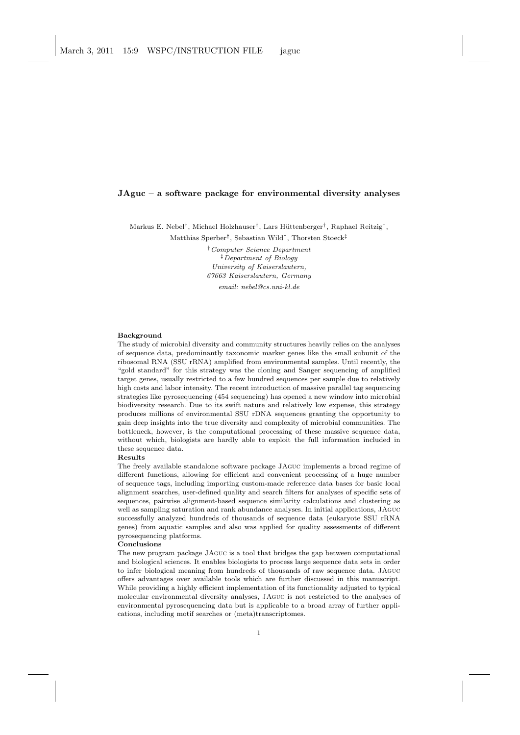# JAguc – a software package for environmental diversity analyses

Markus E. Nebel[†], Michael Holzhauser[†], Lars Hüttenberger[†], Raphael Reitzig[†], Matthias Sperber[†], Sebastian Wild[†], Thorsten Stoeck[‡]

[†] *Computer Science Department*
[‡] *Department of Biology*
*University of Kaiserslautern,*
*67663 Kaiserslautern, Germany*

*email: nebel@cs.uni-kl.de*

**Background**

The study of microbial diversity and community structures heavily relies on the analyses of sequence data, predominantly taxonomic marker genes like the small subunit of the ribosomal RNA (SSU rRNA) amplified from environmental samples. Until recently, the "gold standard" for this strategy was the cloning and Sanger sequencing of amplified target genes, usually restricted to a few hundred sequences per sample due to relatively high costs and labor intensity. The recent introduction of massive parallel tag sequencing strategies like pyrosequencing (454 sequencing) has opened a new window into microbial biodiversity research. Due to its swift nature and relatively low expense, this strategy produces millions of environmental SSU rDNA sequences granting the opportunity to gain deep insights into the true diversity and complexity of microbial communities. The bottleneck, however, is the computational processing of these massive sequence data, without which, biologists are hardly able to exploit the full information included in these sequence data.

**Results**

The freely available standalone software package JAguc implements a broad regime of different functions, allowing for efficient and convenient processing of a huge number of sequence tags, including importing custom-made reference data bases for basic local alignment searches, user-defined quality and search filters for analyses of specific sets of sequences, pairwise alignment-based sequence similarity calculations and clustering as well as sampling saturation and rank abundance analyses. In initial applications, JAguc successfully analyzed hundreds of thousands of sequence data (eukaryote SSU rRNA genes) from aquatic samples and also was applied for quality assessments of different pyrosequencing platforms.

**Conclusions**

The new program package JAguc is a tool that bridges the gap between computational and biological sciences. It enables biologists to process large sequence data sets in order to infer biological meaning from hundreds of thousands of raw sequence data. JAguc offers advantages over available tools which are further discussed in this manuscript. While providing a highly efficient implementation of its functionality adjusted to typical molecular environmental diversity analyses, JAguc is not restricted to the analyses of environmental pyrosequencing data but is applicable to a broad array of further applications, including motif searches or (meta)transcriptomes.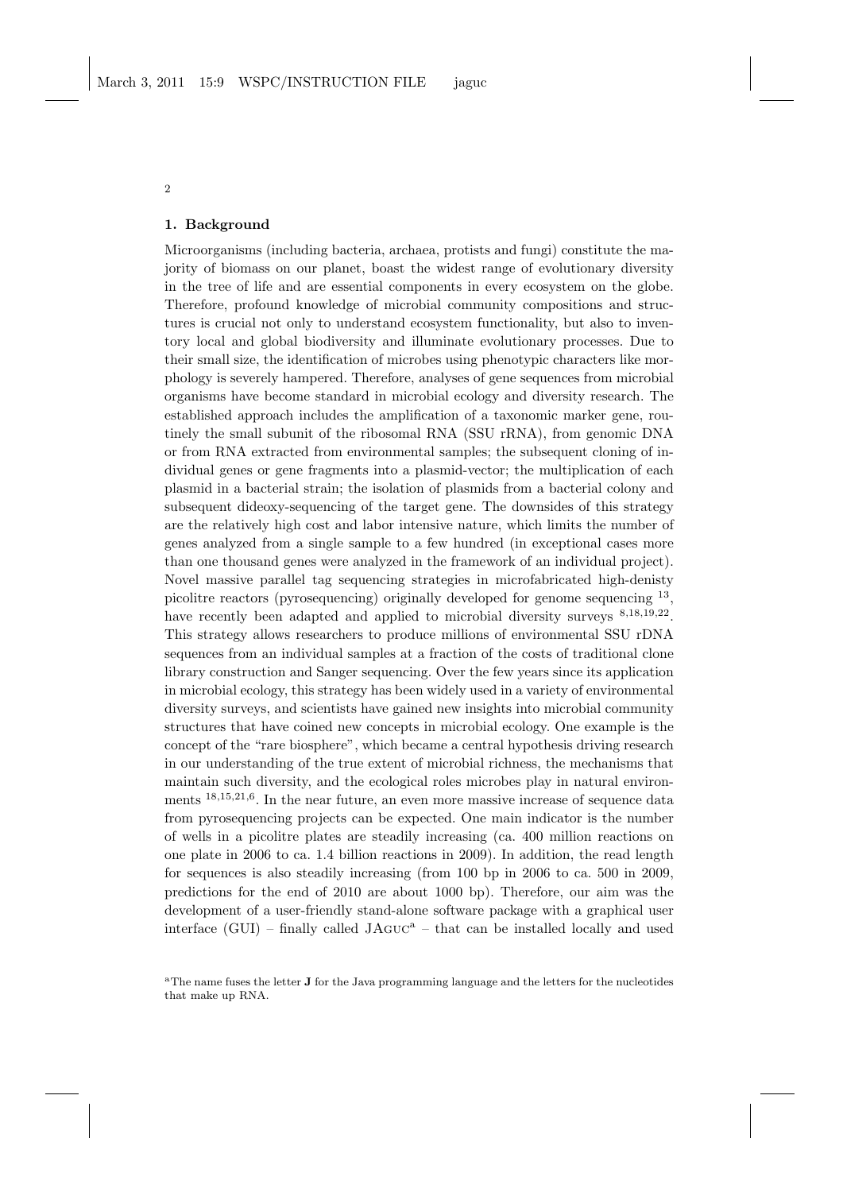## 1. Background

Microorganisms (including bacteria, archaea, protists and fungi) constitute the majority of biomass on our planet, boast the widest range of evolutionary diversity in the tree of life and are essential components in every ecosystem on the globe. Therefore, profound knowledge of microbial community compositions and structures is crucial not only to understand ecosystem functionality, but also to inventory local and global biodiversity and illuminate evolutionary processes. Due to their small size, the identification of microbes using phenotypic characters like morphology is severely hampered. Therefore, analyses of gene sequences from microbial organisms have become standard in microbial ecology and diversity research. The established approach includes the amplification of a taxonomic marker gene, routinely the small subunit of the ribosomal RNA (SSU rRNA), from genomic DNA or from RNA extracted from environmental samples; the subsequent cloning of individual genes or gene fragments into a plasmid-vector; the multiplication of each plasmid in a bacterial strain; the isolation of plasmids from a bacterial colony and subsequent dideoxy-sequencing of the target gene. The downsides of this strategy are the relatively high cost and labor intensive nature, which limits the number of genes analyzed from a single sample to a few hundred (in exceptional cases more than one thousand genes were analyzed in the framework of an individual project). Novel massive parallel tag sequencing strategies in microfabricated high-denisty picolitre reactors (pyrosequencing) originally developed for genome sequencing [13], have recently been adapted and applied to microbial diversity surveys [8,18,19,22]. This strategy allows researchers to produce millions of environmental SSU rDNA sequences from an individual samples at a fraction of the costs of traditional clone library construction and Sanger sequencing. Over the few years since its application in microbial ecology, this strategy has been widely used in a variety of environmental diversity surveys, and scientists have gained new insights into microbial community structures that have coined new concepts in microbial ecology. One example is the concept of the "rare biosphere", which became a central hypothesis driving research in our understanding of the true extent of microbial richness, the mechanisms that maintain such diversity, and the ecological roles microbes play in natural environments [18,15,21,6]. In the near future, an even more massive increase of sequence data from pyrosequencing projects can be expected. One main indicator is the number of wells in a picolitre plates are steadily increasing (ca. 400 million reactions on one plate in 2006 to ca. 1.4 billion reactions in 2009). In addition, the read length for sequences is also steadily increasing (from 100 bp in 2006 to ca. 500 in 2009, predictions for the end of 2010 are about 1000 bp). Therefore, our aim was the development of a user-friendly stand-alone software package with a graphical user interface (GUI) – finally called JAGUC[a] – that can be installed locally and used

[a] The name fuses the letter **J** for the Java programming language and the letters for the nucleotides that make up RNA.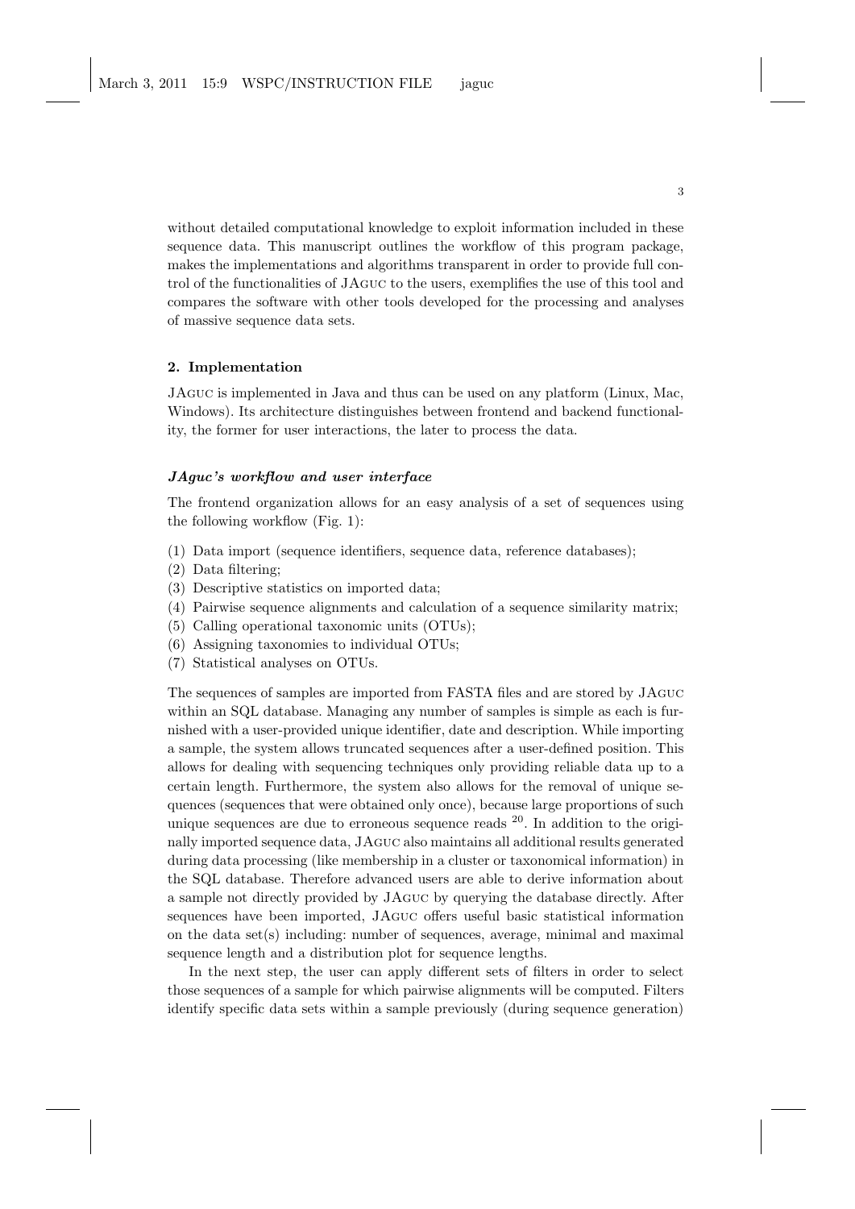without detailed computational knowledge to exploit information included in these sequence data. This manuscript outlines the workflow of this program package, makes the implementations and algorithms transparent in order to provide full control of the functionalities of JAguc to the users, exemplifies the use of this tool and compares the software with other tools developed for the processing and analyses of massive sequence data sets.

## 2. Implementation

JAguc is implemented in Java and thus can be used on any platform (Linux, Mac, Windows). Its architecture distinguishes between frontend and backend functionality, the former for user interactions, the later to process the data.

### *JAguc's workflow and user interface*

The frontend organization allows for an easy analysis of a set of sequences using the following workflow (Fig. 1):

(1) Data import (sequence identifiers, sequence data, reference databases);
(2) Data filtering;
(3) Descriptive statistics on imported data;
(4) Pairwise sequence alignments and calculation of a sequence similarity matrix;
(5) Calling operational taxonomic units (OTUs);
(6) Assigning taxonomies to individual OTUs;
(7) Statistical analyses on OTUs.

The sequences of samples are imported from FASTA files and are stored by JAguc within an SQL database. Managing any number of samples is simple as each is furnished with a user-provided unique identifier, date and description. While importing a sample, the system allows truncated sequences after a user-defined position. This allows for dealing with sequencing techniques only providing reliable data up to a certain length. Furthermore, the system also allows for the removal of unique sequences (sequences that were obtained only once), because large proportions of such unique sequences are due to erroneous sequence reads [20]. In addition to the originally imported sequence data, JAguc also maintains all additional results generated during data processing (like membership in a cluster or taxonomical information) in the SQL database. Therefore advanced users are able to derive information about a sample not directly provided by JAguc by querying the database directly. After sequences have been imported, JAguc offers useful basic statistical information on the data set(s) including: number of sequences, average, minimal and maximal sequence length and a distribution plot for sequence lengths.

In the next step, the user can apply different sets of filters in order to select those sequences of a sample for which pairwise alignments will be computed. Filters identify specific data sets within a sample previously (during sequence generation)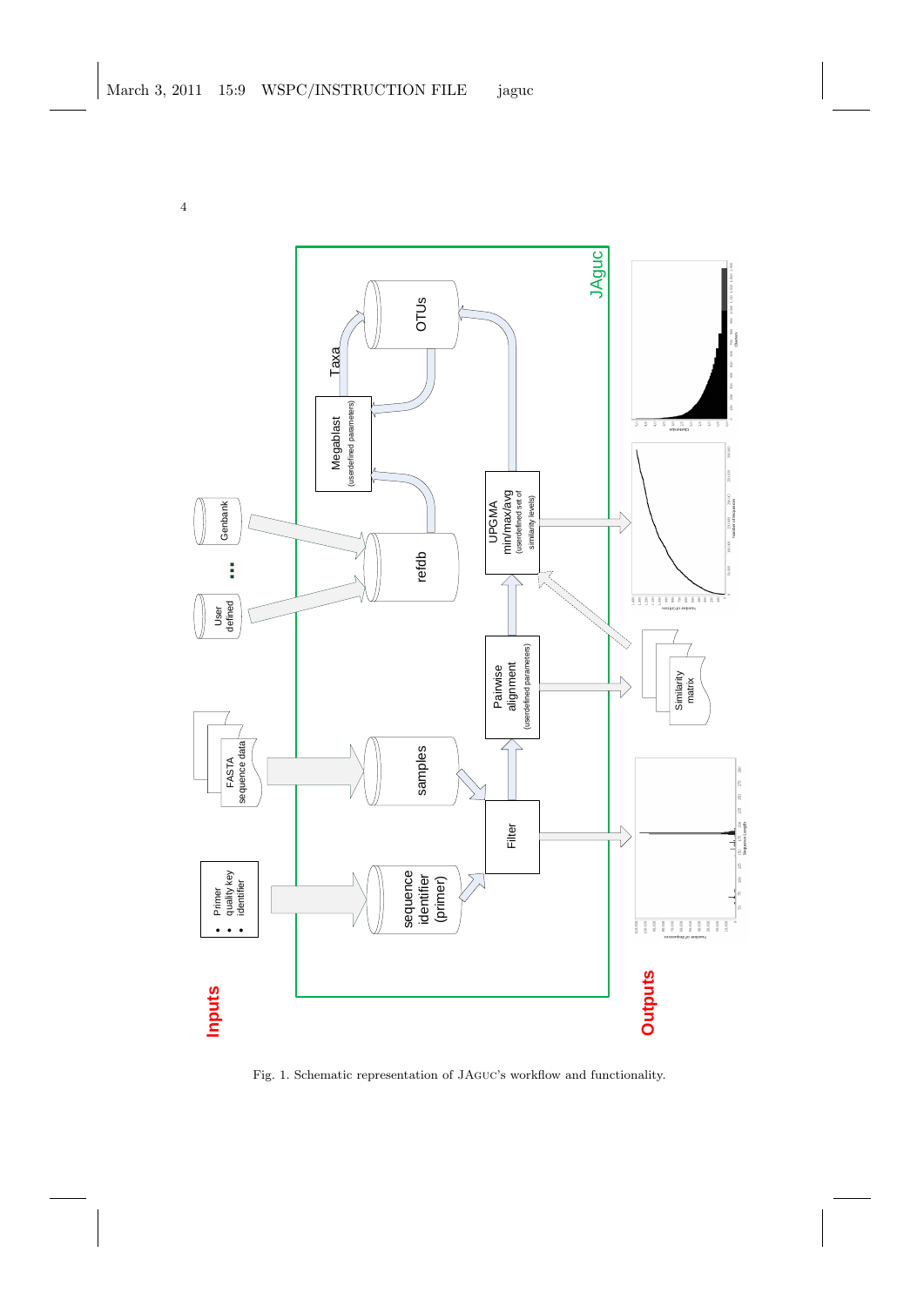Fig. 1. Schematic representation of JAguc's workflow and functionality.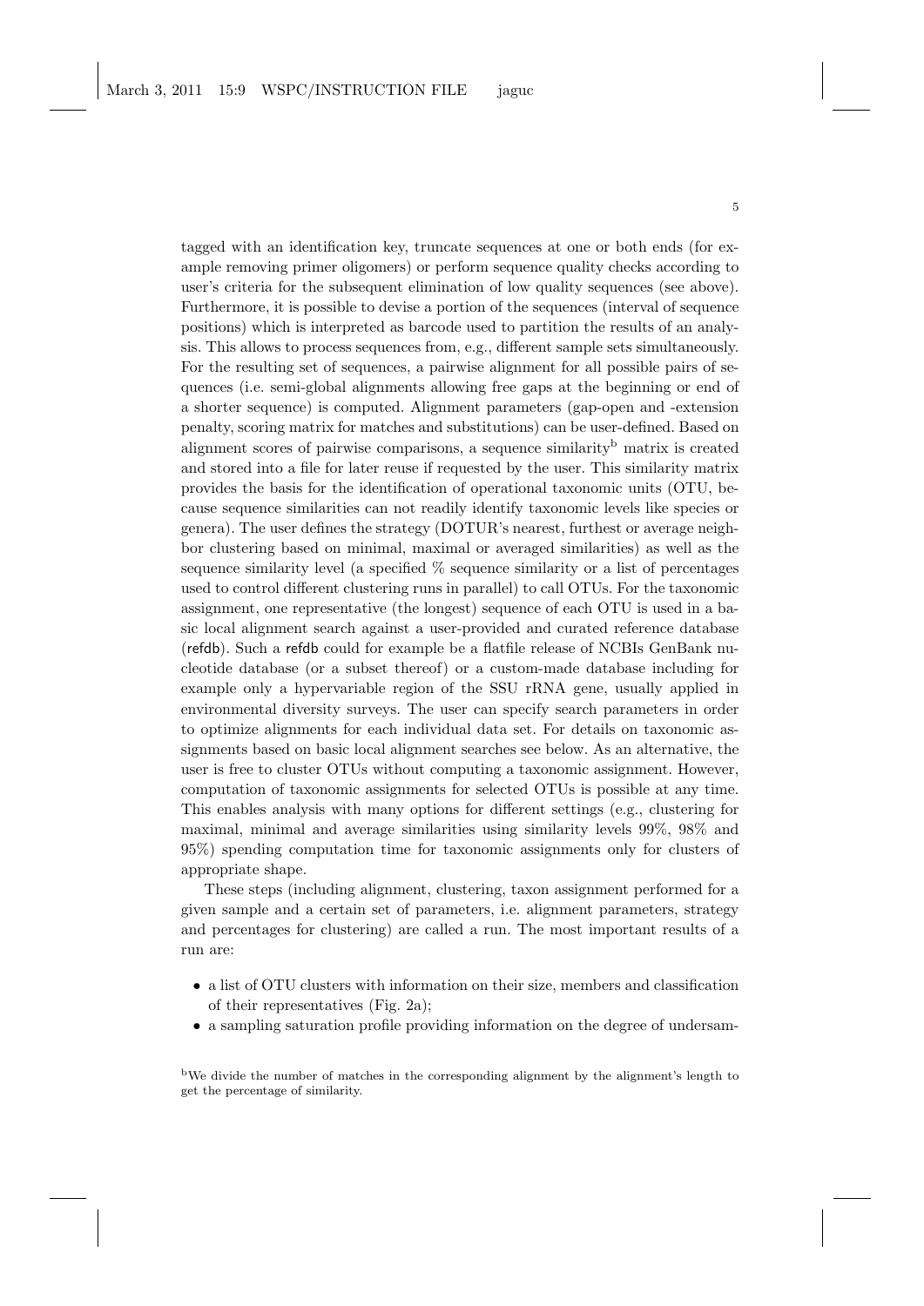tagged with an identification key, truncate sequences at one or both ends (for example removing primer oligomers) or perform sequence quality checks according to user's criteria for the subsequent elimination of low quality sequences (see above). Furthermore, it is possible to devise a portion of the sequences (interval of sequence positions) which is interpreted as barcode used to partition the results of an analysis. This allows to process sequences from, e.g., different sample sets simultaneously. For the resulting set of sequences, a pairwise alignment for all possible pairs of sequences (i.e. semi-global alignments allowing free gaps at the beginning or end of a shorter sequence) is computed. Alignment parameters (gap-open and -extension penalty, scoring matrix for matches and substitutions) can be user-defined. Based on alignment scores of pairwise comparisons, a sequence similarity[b] matrix is created and stored into a file for later reuse if requested by the user. This similarity matrix provides the basis for the identification of operational taxonomic units (OTU, because sequence similarities can not readily identify taxonomic levels like species or genera). The user defines the strategy (DOTUR's nearest, furthest or average neighbor clustering based on minimal, maximal or averaged similarities) as well as the sequence similarity level (a specified % sequence similarity or a list of percentages used to control different clustering runs in parallel) to call OTUs. For the taxonomic assignment, one representative (the longest) sequence of each OTU is used in a basic local alignment search against a user-provided and curated reference database (refdb). Such a refdb could for example be a flatfile release of NCBIs GenBank nucleotide database (or a subset thereof) or a custom-made database including for example only a hypervariable region of the SSU rRNA gene, usually applied in environmental diversity surveys. The user can specify search parameters in order to optimize alignments for each individual data set. For details on taxonomic assignments based on basic local alignment searches see below. As an alternative, the user is free to cluster OTUs without computing a taxonomic assignment. However, computation of taxonomic assignments for selected OTUs is possible at any time. This enables analysis with many options for different settings (e.g., clustering for maximal, minimal and average similarities using similarity levels 99%, 98% and 95%) spending computation time for taxonomic assignments only for clusters of appropriate shape.

These steps (including alignment, clustering, taxon assignment performed for a given sample and a certain set of parameters, i.e. alignment parameters, strategy and percentages for clustering) are called a run. The most important results of a run are:

- a list of OTU clusters with information on their size, members and classification of their representatives (Fig. 2a);
- a sampling saturation profile providing information on the degree of undersam-

[b] We divide the number of matches in the corresponding alignment by the alignment's length to get the percentage of similarity.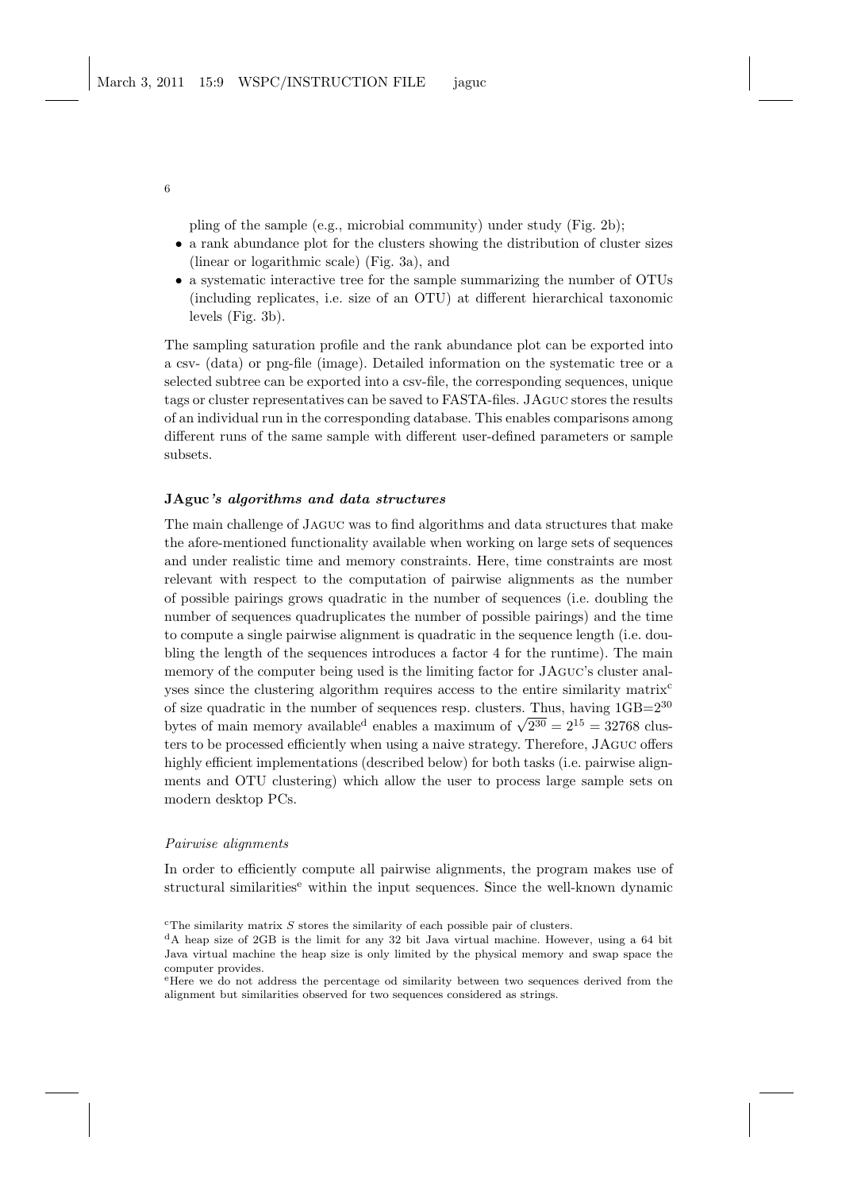pling of the sample (e.g., microbial community) under study (Fig. 2b);

- a rank abundance plot for the clusters showing the distribution of cluster sizes (linear or logarithmic scale) (Fig. 3a), and
- a systematic interactive tree for the sample summarizing the number of OTUs (including replicates, i.e. size of an OTU) at different hierarchical taxonomic levels (Fig. 3b).

The sampling saturation profile and the rank abundance plot can be exported into a csv- (data) or png-file (image). Detailed information on the systematic tree or a selected subtree can be exported into a csv-file, the corresponding sequences, unique tags or cluster representatives can be saved to FASTA-files. JAguc stores the results of an individual run in the corresponding database. This enables comparisons among different runs of the same sample with different user-defined parameters or sample subsets.

### JAguc*'s algorithms and data structures*

The main challenge of JAguc was to find algorithms and data structures that make the afore-mentioned functionality available when working on large sets of sequences and under realistic time and memory constraints. Here, time constraints are most relevant with respect to the computation of pairwise alignments as the number of possible pairings grows quadratic in the number of sequences (i.e. doubling the number of sequences quadruplicates the number of possible pairings) and the time to compute a single pairwise alignment is quadratic in the sequence length (i.e. doubling the length of the sequences introduces a factor 4 for the runtime). The main memory of the computer being used is the limiting factor for JAguc's cluster analyses since the clustering algorithm requires access to the entire similarity matrix[c] of size quadratic in the number of sequences resp. clusters. Thus, having $1\text{GB}=2^{30}$ bytes of main memory available[d] enables a maximum of $\sqrt{2^{30}} = 2^{15} = 32768$ clusters to be processed efficiently when using a naive strategy. Therefore, JAguc offers highly efficient implementations (described below) for both tasks (i.e. pairwise alignments and OTU clustering) which allow the user to process large sample sets on modern desktop PCs.

#### *Pairwise alignments*

In order to efficiently compute all pairwise alignments, the program makes use of structural similarities[e] within the input sequences. Since the well-known dynamic

[c] The similarity matrix $S$ stores the similarity of each possible pair of clusters.

[d] A heap size of 2GB is the limit for any 32 bit Java virtual machine. However, using a 64 bit Java virtual machine the heap size is only limited by the physical memory and swap space the computer provides.

[e] Here we do not address the percentage od similarity between two sequences derived from the alignment but similarities observed for two sequences considered as strings.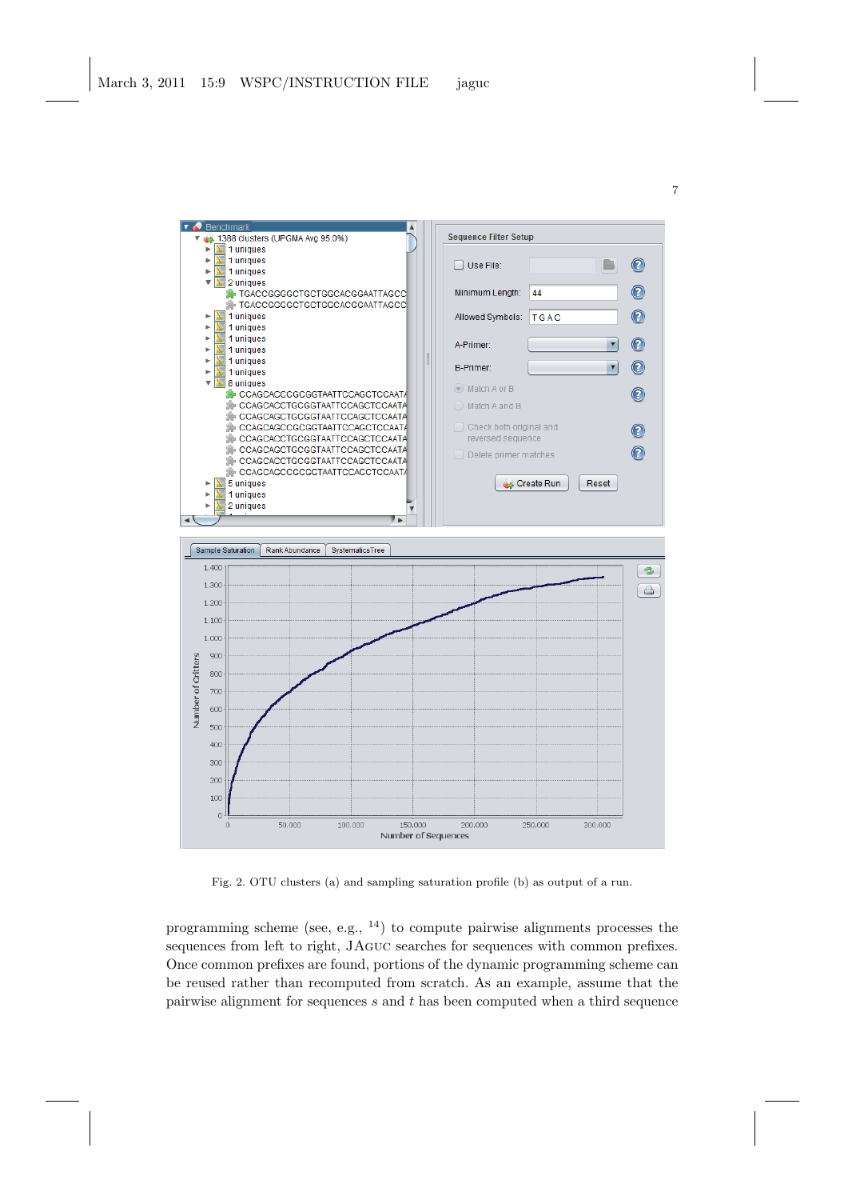Fig. 2. OTU clusters (a) and sampling saturation profile (b) as output of a run.

programming scheme (see, e.g., [14]) to compute pairwise alignments processes the sequences from left to right, JAGUC searches for sequences with common prefixes. Once common prefixes are found, portions of the dynamic programming scheme can be reused rather than recomputed from scratch. As an example, assume that the pairwise alignment for sequences $s$ and $t$ has been computed when a third sequence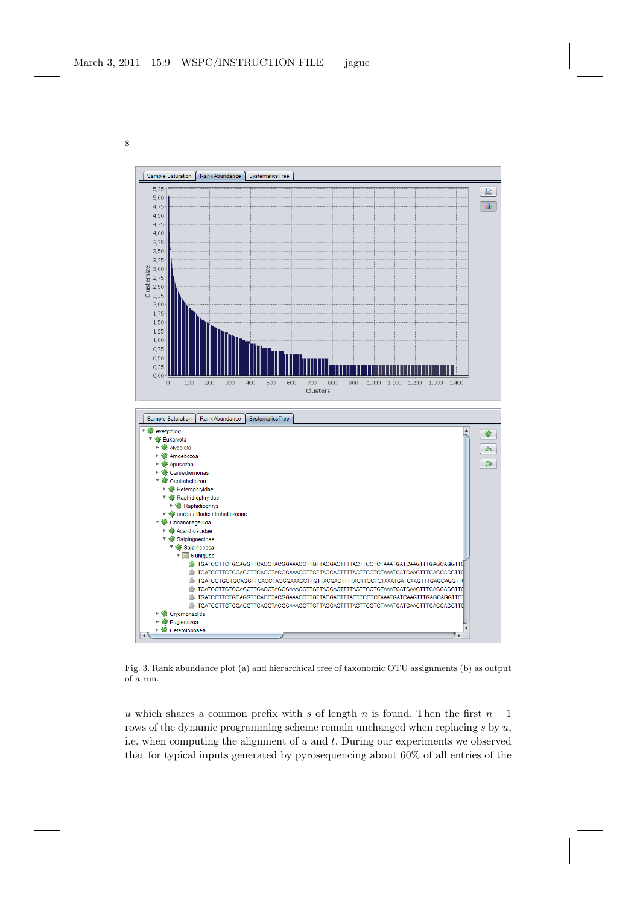Fig. 3. Rank abundance plot (a) and hierarchical tree of taxonomic OTU assignments (b) as output of a run.

$u$ which shares a common prefix with $s$ of length $n$ is found. Then the first $n + 1$ rows of the dynamic programming scheme remain unchanged when replacing $s$ by $u$, i.e. when computing the alignment of $u$ and $t$. During our experiments we observed that for typical inputs generated by pyrosequencing about 60% of all entries of the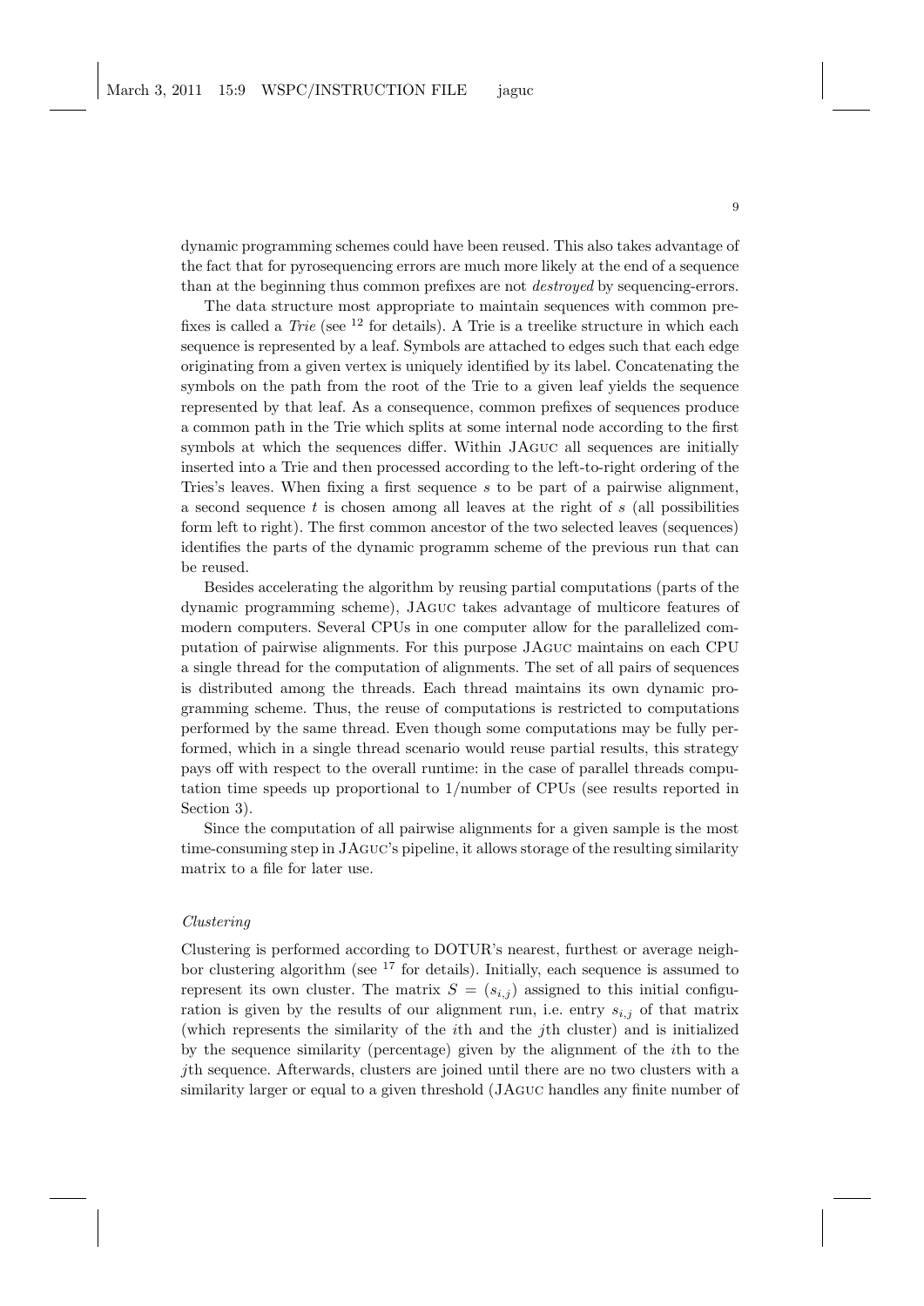dynamic programming schemes could have been reused. This also takes advantage of the fact that for pyrosequencing errors are much more likely at the end of a sequence than at the beginning thus common prefixes are not *destroyed* by sequencing-errors.

The data structure most appropriate to maintain sequences with common prefixes is called a *Trie* (see [12] for details). A Trie is a treelike structure in which each sequence is represented by a leaf. Symbols are attached to edges such that each edge originating from a given vertex is uniquely identified by its label. Concatenating the symbols on the path from the root of the Trie to a given leaf yields the sequence represented by that leaf. As a consequence, common prefixes of sequences produce a common path in the Trie which splits at some internal node according to the first symbols at which the sequences differ. Within JAGUC all sequences are initially inserted into a Trie and then processed according to the left-to-right ordering of the Tries's leaves. When fixing a first sequence $s$ to be part of a pairwise alignment, a second sequence $t$ is chosen among all leaves at the right of $s$ (all possibilities form left to right). The first common ancestor of the two selected leaves (sequences) identifies the parts of the dynamic programm scheme of the previous run that can be reused.

Besides accelerating the algorithm by reusing partial computations (parts of the dynamic programming scheme), JAGUC takes advantage of multicore features of modern computers. Several CPUs in one computer allow for the parallelized computation of pairwise alignments. For this purpose JAGUC maintains on each CPU a single thread for the computation of alignments. The set of all pairs of sequences is distributed among the threads. Each thread maintains its own dynamic programming scheme. Thus, the reuse of computations is restricted to computations performed by the same thread. Even though some computations may be fully performed, which in a single thread scenario would reuse partial results, this strategy pays off with respect to the overall runtime: in the case of parallel threads computation time speeds up proportional to 1/number of CPUs (see results reported in Section 3).

Since the computation of all pairwise alignments for a given sample is the most time-consuming step in JAGUC's pipeline, it allows storage of the resulting similarity matrix to a file for later use.

*Clustering*

Clustering is performed according to DOTUR's nearest, furthest or average neighbor clustering algorithm (see [17] for details). Initially, each sequence is assumed to represent its own cluster. The matrix $S = (s_{i,j})$ assigned to this initial configuration is given by the results of our alignment run, i.e. entry $s_{i,j}$ of that matrix (which represents the similarity of the $i$th and the $j$th cluster) and is initialized by the sequence similarity (percentage) given by the alignment of the $i$th to the $j$th sequence. Afterwards, clusters are joined until there are no two clusters with a similarity larger or equal to a given threshold (JAGUC handles any finite number of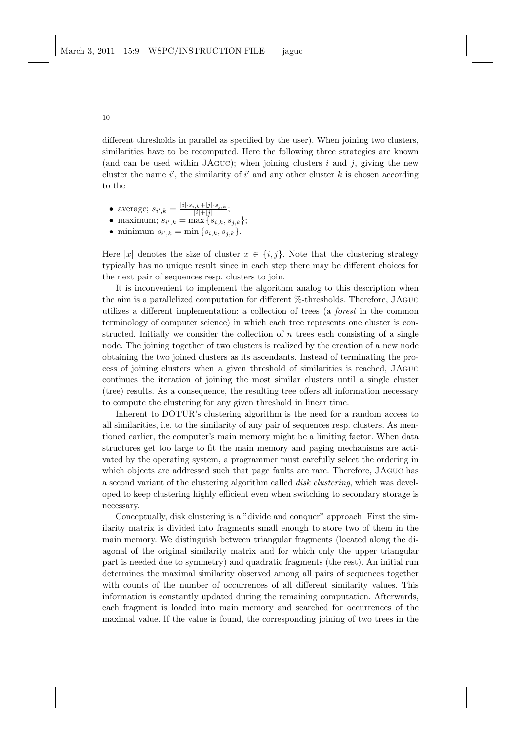different thresholds in parallel as specified by the user). When joining two clusters, similarities have to be recomputed. Here the following three strategies are known (and can be used within JAGUC); when joining clusters $i$ and $j$, giving the new cluster the name $i'$, the similarity of $i'$ and any other cluster $k$ is chosen according to the

- average; $s_{i',k} = \frac{|i| \cdot s_{i,k} + |j| \cdot s_{j,k}}{|i|+|j|}$;
- maximum; $s_{i',k} = \max\{s_{i,k}, s_{j,k}\}$;
- minimum $s_{i',k} = \min\{s_{i,k}, s_{j,k}\}$.

Here $|x|$ denotes the size of cluster $x \in \{i, j\}$. Note that the clustering strategy typically has no unique result since in each step there may be different choices for the next pair of sequences resp. clusters to join.

It is inconvenient to implement the algorithm analog to this description when the aim is a parallelized computation for different %-thresholds. Therefore, JAGUC utilizes a different implementation: a collection of trees (a *forest* in the common terminology of computer science) in which each tree represents one cluster is constructed. Initially we consider the collection of $n$ trees each consisting of a single node. The joining together of two clusters is realized by the creation of a new node obtaining the two joined clusters as its ascendants. Instead of terminating the process of joining clusters when a given threshold of similarities is reached, JAGUC continues the iteration of joining the most similar clusters until a single cluster (tree) results. As a consequence, the resulting tree offers all information necessary to compute the clustering for any given threshold in linear time.

Inherent to DOTUR's clustering algorithm is the need for a random access to all similarities, i.e. to the similarity of any pair of sequences resp. clusters. As mentioned earlier, the computer's main memory might be a limiting factor. When data structures get too large to fit the main memory and paging mechanisms are activated by the operating system, a programmer must carefully select the ordering in which objects are addressed such that page faults are rare. Therefore, JAGUC has a second variant of the clustering algorithm called *disk clustering*, which was developed to keep clustering highly efficient even when switching to secondary storage is necessary.

Conceptually, disk clustering is a "divide and conquer" approach. First the similarity matrix is divided into fragments small enough to store two of them in the main memory. We distinguish between triangular fragments (located along the diagonal of the original similarity matrix and for which only the upper triangular part is needed due to symmetry) and quadratic fragments (the rest). An initial run determines the maximal similarity observed among all pairs of sequences together with counts of the number of occurrences of all different similarity values. This information is constantly updated during the remaining computation. Afterwards, each fragment is loaded into main memory and searched for occurrences of the maximal value. If the value is found, the corresponding joining of two trees in the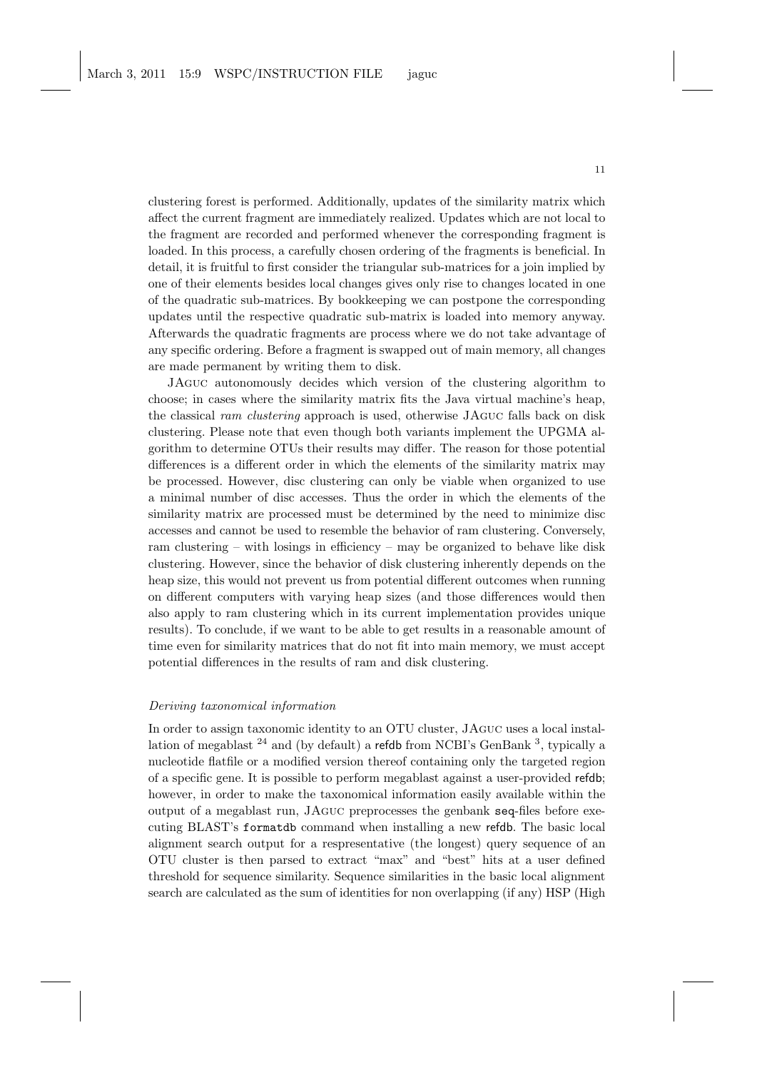clustering forest is performed. Additionally, updates of the similarity matrix which affect the current fragment are immediately realized. Updates which are not local to the fragment are recorded and performed whenever the corresponding fragment is loaded. In this process, a carefully chosen ordering of the fragments is beneficial. In detail, it is fruitful to first consider the triangular sub-matrices for a join implied by one of their elements besides local changes gives only rise to changes located in one of the quadratic sub-matrices. By bookkeeping we can postpone the corresponding updates until the respective quadratic sub-matrix is loaded into memory anyway. Afterwards the quadratic fragments are process where we do not take advantage of any specific ordering. Before a fragment is swapped out of main memory, all changes are made permanent by writing them to disk.

JAguc autonomously decides which version of the clustering algorithm to choose; in cases where the similarity matrix fits the Java virtual machine's heap, the classical *ram clustering* approach is used, otherwise JAguc falls back on disk clustering. Please note that even though both variants implement the UPGMA algorithm to determine OTUs their results may differ. The reason for those potential differences is a different order in which the elements of the similarity matrix may be processed. However, disc clustering can only be viable when organized to use a minimal number of disc accesses. Thus the order in which the elements of the similarity matrix are processed must be determined by the need to minimize disc accesses and cannot be used to resemble the behavior of ram clustering. Conversely, ram clustering – with losings in efficiency – may be organized to behave like disk clustering. However, since the behavior of disk clustering inherently depends on the heap size, this would not prevent us from potential different outcomes when running on different computers with varying heap sizes (and those differences would then also apply to ram clustering which in its current implementation provides unique results). To conclude, if we want to be able to get results in a reasonable amount of time even for similarity matrices that do not fit into main memory, we must accept potential differences in the results of ram and disk clustering.

*Deriving taxonomical information*

In order to assign taxonomic identity to an OTU cluster, JAguc uses a local installation of megablast [24] and (by default) a refdb from NCBI's GenBank [3], typically a nucleotide flatfile or a modified version thereof containing only the targeted region of a specific gene. It is possible to perform megablast against a user-provided refdb; however, in order to make the taxonomical information easily available within the output of a megablast run, JAguc preprocesses the genbank seq-files before executing BLAST's `formatdb` command when installing a new refdb. The basic local alignment search output for a respresentative (the longest) query sequence of an OTU cluster is then parsed to extract "max" and "best" hits at a user defined threshold for sequence similarity. Sequence similarities in the basic local alignment search are calculated as the sum of identities for non overlapping (if any) HSP (High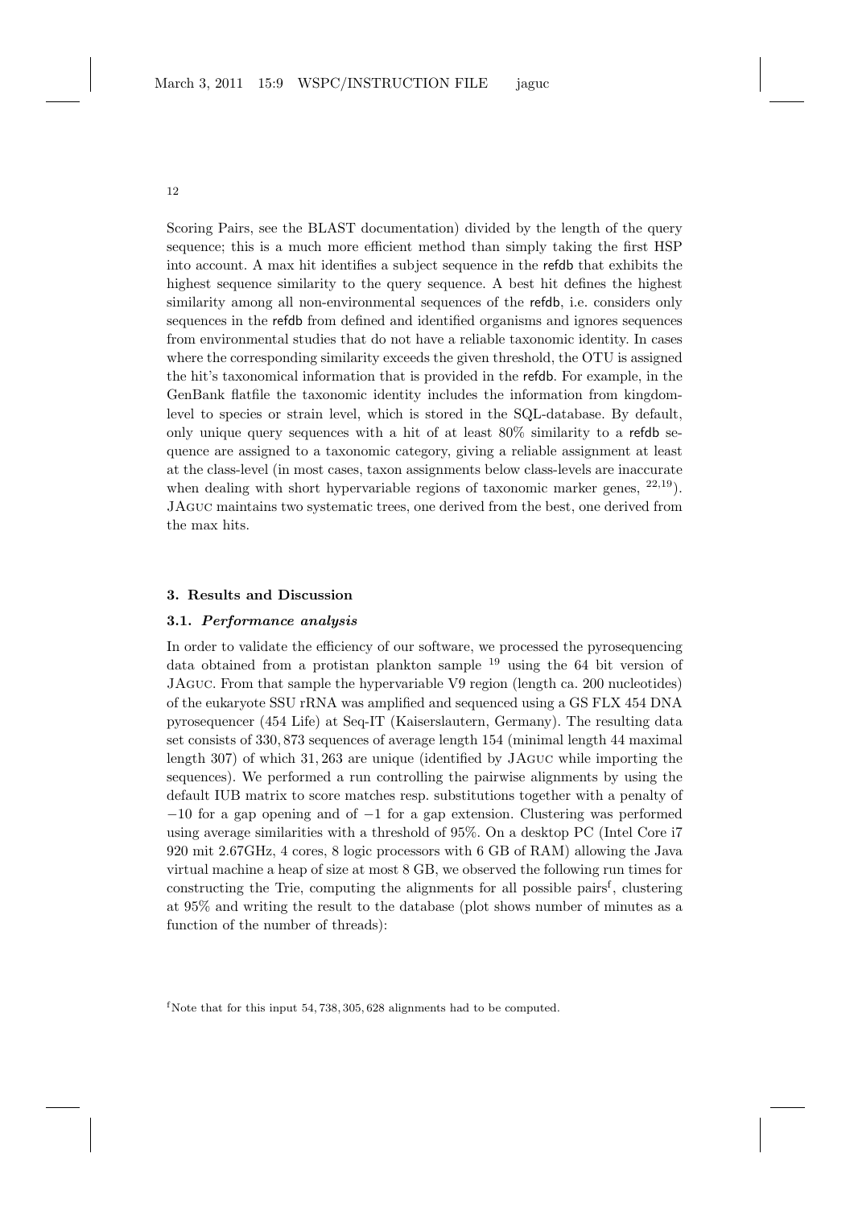Scoring Pairs, see the BLAST documentation) divided by the length of the query sequence; this is a much more efficient method than simply taking the first HSP into account. A max hit identifies a subject sequence in the refdb that exhibits the highest sequence similarity to the query sequence. A best hit defines the highest similarity among all non-environmental sequences of the refdb, i.e. considers only sequences in the refdb from defined and identified organisms and ignores sequences from environmental studies that do not have a reliable taxonomic identity. In cases where the corresponding similarity exceeds the given threshold, the OTU is assigned the hit's taxonomical information that is provided in the refdb. For example, in the GenBank flatfile the taxonomic identity includes the information from kingdom-level to species or strain level, which is stored in the SQL-database. By default, only unique query sequences with a hit of at least 80% similarity to a refdb sequence are assigned to a taxonomic category, giving a reliable assignment at least at the class-level (in most cases, taxon assignments below class-levels are inaccurate when dealing with short hypervariable regions of taxonomic marker genes, [22,19]). JAguc maintains two systematic trees, one derived from the best, one derived from the max hits.

## 3. Results and Discussion

### 3.1. *Performance analysis*

In order to validate the efficiency of our software, we processed the pyrosequencing data obtained from a protistan plankton sample [19] using the 64 bit version of JAguc. From that sample the hypervariable V9 region (length ca. 200 nucleotides) of the eukaryote SSU rRNA was amplified and sequenced using a GS FLX 454 DNA pyrosequencer (454 Life) at Seq-IT (Kaiserslautern, Germany). The resulting data set consists of 330, 873 sequences of average length 154 (minimal length 44 maximal length 307) of which 31, 263 are unique (identified by JAguc while importing the sequences). We performed a run controlling the pairwise alignments by using the default IUB matrix to score matches resp. substitutions together with a penalty of $-10$ for a gap opening and of $-1$ for a gap extension. Clustering was performed using average similarities with a threshold of 95%. On a desktop PC (Intel Core i7 920 mit 2.67GHz, 4 cores, 8 logic processors with 6 GB of RAM) allowing the Java virtual machine a heap of size at most 8 GB, we observed the following run times for constructing the Trie, computing the alignments for all possible pairs[f], clustering at 95% and writing the result to the database (plot shows number of minutes as a function of the number of threads):

[f] Note that for this input 54, 738, 305, 628 alignments had to be computed.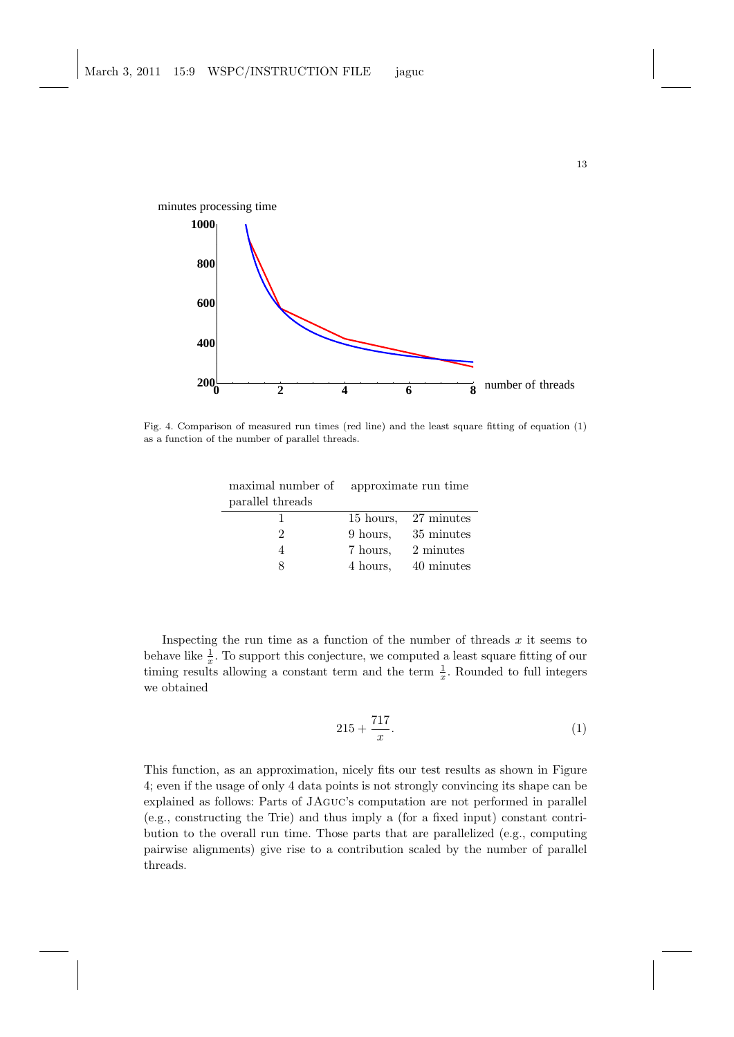Fig. 4. Comparison of measured run times (red line) and the least square fitting of equation (1) as a function of the number of parallel threads.

| maximal number of parallel threads | approximate run time |
|---|---|
| 1 | 15 hours, 27 minutes |
| 2 | 9 hours, 35 minutes |
| 4 | 7 hours, 2 minutes |
| 8 | 4 hours, 40 minutes |

Inspecting the run time as a function of the number of threads $x$ it seems to behave like $\frac{1}{x}$. To support this conjecture, we computed a least square fitting of our timing results allowing a constant term and the term $\frac{1}{x}$. Rounded to full integers we obtained

$$215 + \frac{717}{x}. \tag{1}$$

This function, as an approximation, nicely fits our test results as shown in Figure 4; even if the usage of only 4 data points is not strongly convincing its shape can be explained as follows: Parts of JAGUC's computation are not performed in parallel (e.g., constructing the Trie) and thus imply a (for a fixed input) constant contribution to the overall run time. Those parts that are parallelized (e.g., computing pairwise alignments) give rise to a contribution scaled by the number of parallel threads.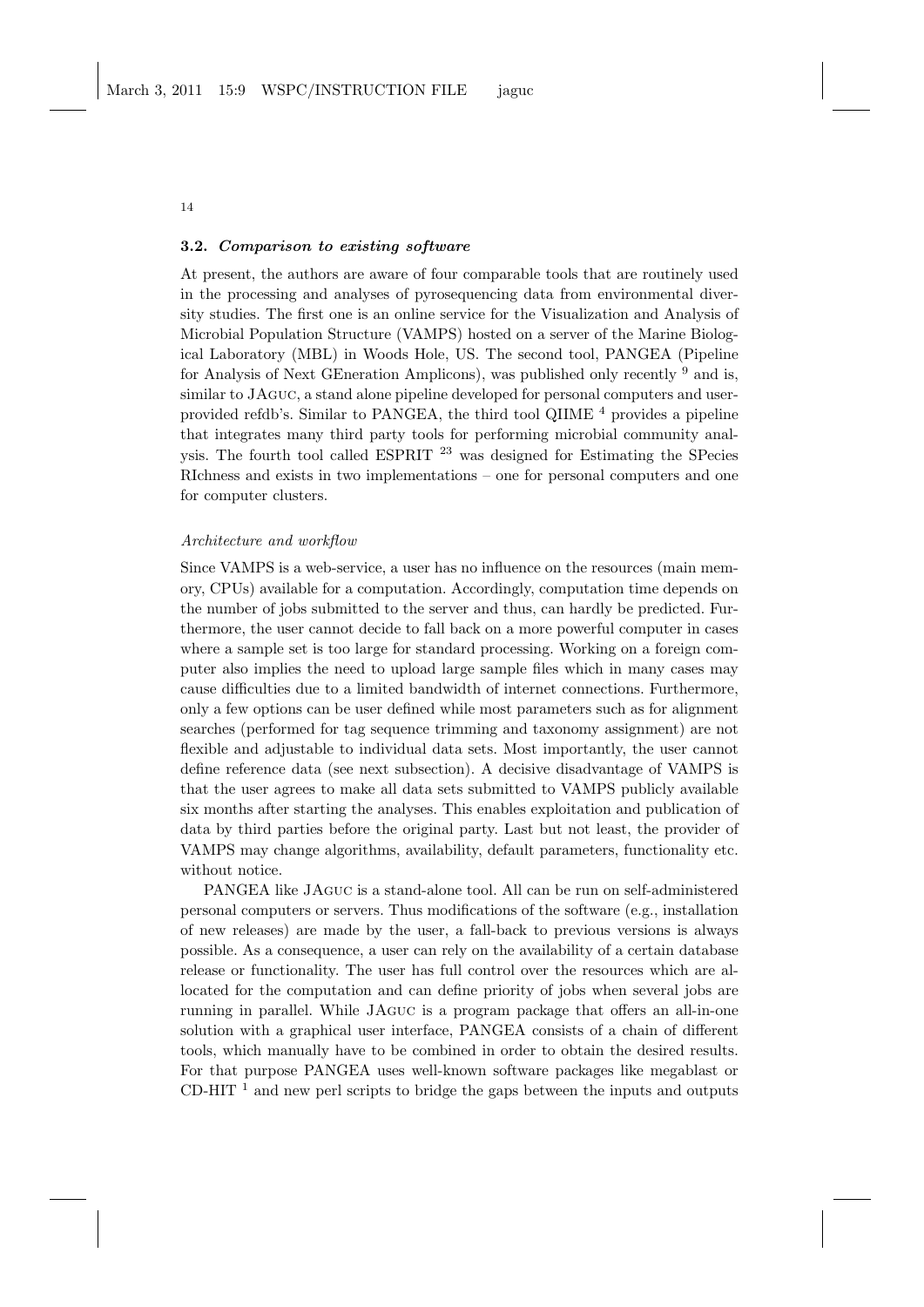### 3.2. *Comparison to existing software*

At present, the authors are aware of four comparable tools that are routinely used in the processing and analyses of pyrosequencing data from environmental diversity studies. The first one is an online service for the Visualization and Analysis of Microbial Population Structure (VAMPS) hosted on a server of the Marine Biological Laboratory (MBL) in Woods Hole, US. The second tool, PANGEA (Pipeline for Analysis of Next GEneration Amplicons), was published only recently [9] and is, similar to JAGUC, a stand alone pipeline developed for personal computers and user-provided refdb's. Similar to PANGEA, the third tool QIIME [4] provides a pipeline that integrates many third party tools for performing microbial community analysis. The fourth tool called ESPRIT [23] was designed for Estimating the SPecies RIchness and exists in two implementations – one for personal computers and one for computer clusters.

*Architecture and workflow*

Since VAMPS is a web-service, a user has no influence on the resources (main memory, CPUs) available for a computation. Accordingly, computation time depends on the number of jobs submitted to the server and thus, can hardly be predicted. Furthermore, the user cannot decide to fall back on a more powerful computer in cases where a sample set is too large for standard processing. Working on a foreign computer also implies the need to upload large sample files which in many cases may cause difficulties due to a limited bandwidth of internet connections. Furthermore, only a few options can be user defined while most parameters such as for alignment searches (performed for tag sequence trimming and taxonomy assignment) are not flexible and adjustable to individual data sets. Most importantly, the user cannot define reference data (see next subsection). A decisive disadvantage of VAMPS is that the user agrees to make all data sets submitted to VAMPS publicly available six months after starting the analyses. This enables exploitation and publication of data by third parties before the original party. Last but not least, the provider of VAMPS may change algorithms, availability, default parameters, functionality etc. without notice.

PANGEA like JAGUC is a stand-alone tool. All can be run on self-administered personal computers or servers. Thus modifications of the software (e.g., installation of new releases) are made by the user, a fall-back to previous versions is always possible. As a consequence, a user can rely on the availability of a certain database release or functionality. The user has full control over the resources which are allocated for the computation and can define priority of jobs when several jobs are running in parallel. While JAGUC is a program package that offers an all-in-one solution with a graphical user interface, PANGEA consists of a chain of different tools, which manually have to be combined in order to obtain the desired results. For that purpose PANGEA uses well-known software packages like megablast or CD-HIT [1] and new perl scripts to bridge the gaps between the inputs and outputs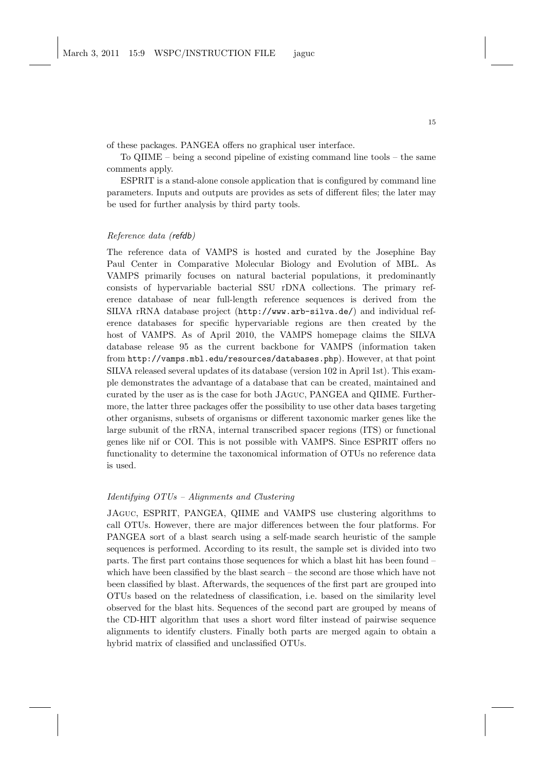of these packages. PANGEA offers no graphical user interface.

To QIIME – being a second pipeline of existing command line tools – the same comments apply.

ESPRIT is a stand-alone console application that is configured by command line parameters. Inputs and outputs are provides as sets of different files; the later may be used for further analysis by third party tools.

### *Reference data (refdb)*

The reference data of VAMPS is hosted and curated by the Josephine Bay Paul Center in Comparative Molecular Biology and Evolution of MBL. As VAMPS primarily focuses on natural bacterial populations, it predominantly consists of hypervariable bacterial SSU rDNA collections. The primary reference database of near full-length reference sequences is derived from the SILVA rRNA database project (`http://www.arb-silva.de/`) and individual reference databases for specific hypervariable regions are then created by the host of VAMPS. As of April 2010, the VAMPS homepage claims the SILVA database release 95 as the current backbone for VAMPS (information taken from `http://vamps.mbl.edu/resources/databases.php`). However, at that point SILVA released several updates of its database (version 102 in April 1st). This example demonstrates the advantage of a database that can be created, maintained and curated by the user as is the case for both JAguc, PANGEA and QIIME. Furthermore, the latter three packages offer the possibility to use other data bases targeting other organisms, subsets of organisms or different taxonomic marker genes like the large subunit of the rRNA, internal transcribed spacer regions (ITS) or functional genes like nif or COI. This is not possible with VAMPS. Since ESPRIT offers no functionality to determine the taxonomical information of OTUs no reference data is used.

### *Identifying OTUs – Alignments and Clustering*

JAguc, ESPRIT, PANGEA, QIIME and VAMPS use clustering algorithms to call OTUs. However, there are major differences between the four platforms. For PANGEA sort of a blast search using a self-made search heuristic of the sample sequences is performed. According to its result, the sample set is divided into two parts. The first part contains those sequences for which a blast hit has been found – which have been classified by the blast search – the second are those which have not been classified by blast. Afterwards, the sequences of the first part are grouped into OTUs based on the relatedness of classification, i.e. based on the similarity level observed for the blast hits. Sequences of the second part are grouped by means of the CD-HIT algorithm that uses a short word filter instead of pairwise sequence alignments to identify clusters. Finally both parts are merged again to obtain a hybrid matrix of classified and unclassified OTUs.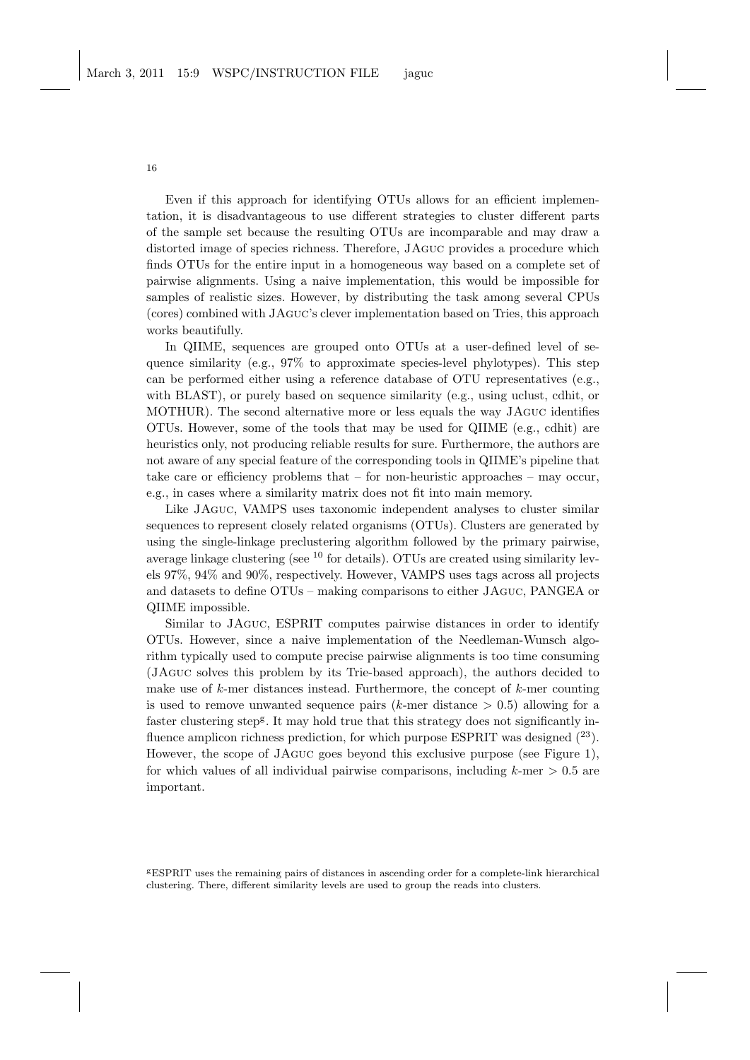Even if this approach for identifying OTUs allows for an efficient implementation, it is disadvantageous to use different strategies to cluster different parts of the sample set because the resulting OTUs are incomparable and may draw a distorted image of species richness. Therefore, JAGUC provides a procedure which finds OTUs for the entire input in a homogeneous way based on a complete set of pairwise alignments. Using a naive implementation, this would be impossible for samples of realistic sizes. However, by distributing the task among several CPUs (cores) combined with JAGUC's clever implementation based on Tries, this approach works beautifully.

In QIIME, sequences are grouped onto OTUs at a user-defined level of sequence similarity (e.g., 97% to approximate species-level phylotypes). This step can be performed either using a reference database of OTU representatives (e.g., with BLAST), or purely based on sequence similarity (e.g., using uclust, cdhit, or MOTHUR). The second alternative more or less equals the way JAGUC identifies OTUs. However, some of the tools that may be used for QIIME (e.g., cdhit) are heuristics only, not producing reliable results for sure. Furthermore, the authors are not aware of any special feature of the corresponding tools in QIIME's pipeline that take care or efficiency problems that – for non-heuristic approaches – may occur, e.g., in cases where a similarity matrix does not fit into main memory.

Like JAGUC, VAMPS uses taxonomic independent analyses to cluster similar sequences to represent closely related organisms (OTUs). Clusters are generated by using the single-linkage preclustering algorithm followed by the primary pairwise, average linkage clustering (see [10] for details). OTUs are created using similarity levels 97%, 94% and 90%, respectively. However, VAMPS uses tags across all projects and datasets to define OTUs – making comparisons to either JAGUC, PANGEA or QIIME impossible.

Similar to JAGUC, ESPRIT computes pairwise distances in order to identify OTUs. However, since a naive implementation of the Needleman-Wunsch algorithm typically used to compute precise pairwise alignments is too time consuming (JAGUC solves this problem by its Trie-based approach), the authors decided to make use of $k$-mer distances instead. Furthermore, the concept of $k$-mer counting is used to remove unwanted sequence pairs ($k$-mer distance $> 0.5$) allowing for a faster clustering step[g]. It may hold true that this strategy does not significantly influence amplicon richness prediction, for which purpose ESPRIT was designed ([23]). However, the scope of JAGUC goes beyond this exclusive purpose (see Figure 1), for which values of all individual pairwise comparisons, including $k$-mer $> 0.5$ are important.

[g]ESPRIT uses the remaining pairs of distances in ascending order for a complete-link hierarchical clustering. There, different similarity levels are used to group the reads into clusters.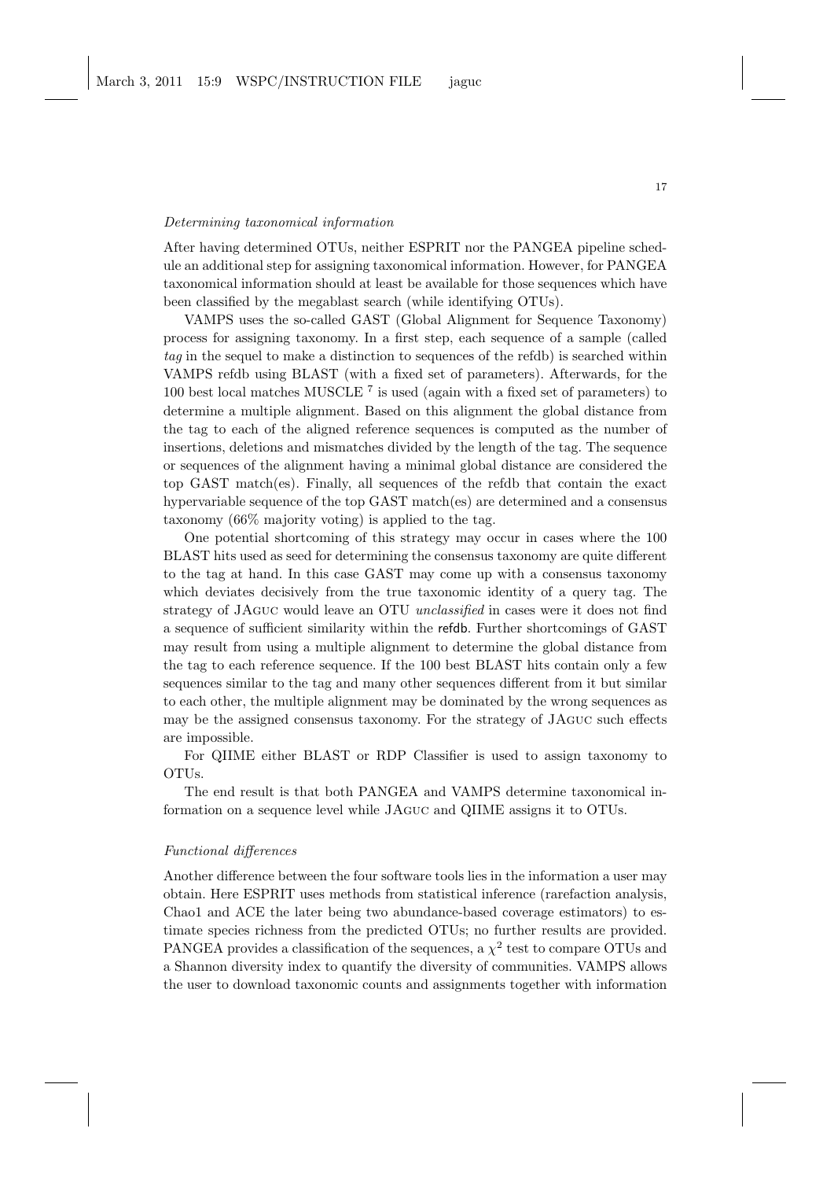*Determining taxonomical information*

After having determined OTUs, neither ESPRIT nor the PANGEA pipeline schedule an additional step for assigning taxonomical information. However, for PANGEA taxonomical information should at least be available for those sequences which have been classified by the megablast search (while identifying OTUs).

VAMPS uses the so-called GAST (Global Alignment for Sequence Taxonomy) process for assigning taxonomy. In a first step, each sequence of a sample (called *tag* in the sequel to make a distinction to sequences of the refdb) is searched within VAMPS refdb using BLAST (with a fixed set of parameters). Afterwards, for the 100 best local matches MUSCLE [7] is used (again with a fixed set of parameters) to determine a multiple alignment. Based on this alignment the global distance from the tag to each of the aligned reference sequences is computed as the number of insertions, deletions and mismatches divided by the length of the tag. The sequence or sequences of the alignment having a minimal global distance are considered the top GAST match(es). Finally, all sequences of the refdb that contain the exact hypervariable sequence of the top GAST match(es) are determined and a consensus taxonomy (66% majority voting) is applied to the tag.

One potential shortcoming of this strategy may occur in cases where the 100 BLAST hits used as seed for determining the consensus taxonomy are quite different to the tag at hand. In this case GAST may come up with a consensus taxonomy which deviates decisively from the true taxonomic identity of a query tag. The strategy of JAGUC would leave an OTU *unclassified* in cases were it does not find a sequence of sufficient similarity within the refdb. Further shortcomings of GAST may result from using a multiple alignment to determine the global distance from the tag to each reference sequence. If the 100 best BLAST hits contain only a few sequences similar to the tag and many other sequences different from it but similar to each other, the multiple alignment may be dominated by the wrong sequences as may be the assigned consensus taxonomy. For the strategy of JAGUC such effects are impossible.

For QIIME either BLAST or RDP Classifier is used to assign taxonomy to OTUs.

The end result is that both PANGEA and VAMPS determine taxonomical information on a sequence level while JAGUC and QIIME assigns it to OTUs.

*Functional differences*

Another difference between the four software tools lies in the information a user may obtain. Here ESPRIT uses methods from statistical inference (rarefaction analysis, Chao1 and ACE the later being two abundance-based coverage estimators) to estimate species richness from the predicted OTUs; no further results are provided. PANGEA provides a classification of the sequences, a $\chi^2$ test to compare OTUs and a Shannon diversity index to quantify the diversity of communities. VAMPS allows the user to download taxonomic counts and assignments together with information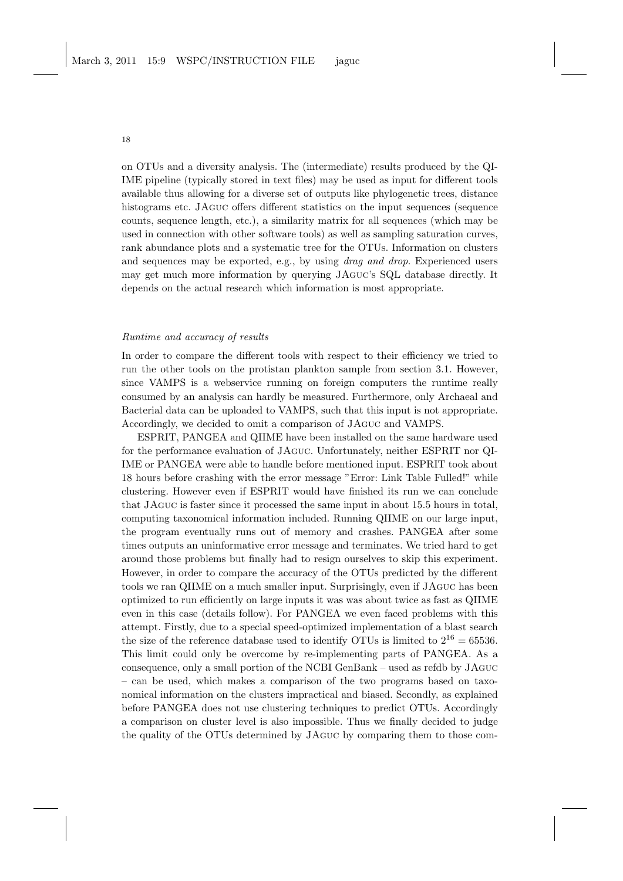on OTUs and a diversity analysis. The (intermediate) results produced by the QIIME pipeline (typically stored in text files) may be used as input for different tools available thus allowing for a diverse set of outputs like phylogenetic trees, distance histograms etc. JAguc offers different statistics on the input sequences (sequence counts, sequence length, etc.), a similarity matrix for all sequences (which may be used in connection with other software tools) as well as sampling saturation curves, rank abundance plots and a systematic tree for the OTUs. Information on clusters and sequences may be exported, e.g., by using *drag and drop*. Experienced users may get much more information by querying JAguc's SQL database directly. It depends on the actual research which information is most appropriate.

*Runtime and accuracy of results*

In order to compare the different tools with respect to their efficiency we tried to run the other tools on the protistan plankton sample from section 3.1. However, since VAMPS is a webservice running on foreign computers the runtime really consumed by an analysis can hardly be measured. Furthermore, only Archaeal and Bacterial data can be uploaded to VAMPS, such that this input is not appropriate. Accordingly, we decided to omit a comparison of JAguc and VAMPS.

ESPRIT, PANGEA and QIIME have been installed on the same hardware used for the performance evaluation of JAguc. Unfortunately, neither ESPRIT nor QIIME or PANGEA were able to handle before mentioned input. ESPRIT took about 18 hours before crashing with the error message "Error: Link Table Fulled!" while clustering. However even if ESPRIT would have finished its run we can conclude that JAguc is faster since it processed the same input in about 15.5 hours in total, computing taxonomical information included. Running QIIME on our large input, the program eventually runs out of memory and crashes. PANGEA after some times outputs an uninformative error message and terminates. We tried hard to get around those problems but finally had to resign ourselves to skip this experiment. However, in order to compare the accuracy of the OTUs predicted by the different tools we ran QIIME on a much smaller input. Surprisingly, even if JAguc has been optimized to run efficiently on large inputs it was was about twice as fast as QIIME even in this case (details follow). For PANGEA we even faced problems with this attempt. Firstly, due to a special speed-optimized implementation of a blast search the size of the reference database used to identify OTUs is limited to $2^{16} = 65536$. This limit could only be overcome by re-implementing parts of PANGEA. As a consequence, only a small portion of the NCBI GenBank – used as refdb by JAguc – can be used, which makes a comparison of the two programs based on taxonomical information on the clusters impractical and biased. Secondly, as explained before PANGEA does not use clustering techniques to predict OTUs. Accordingly a comparison on cluster level is also impossible. Thus we finally decided to judge the quality of the OTUs determined by JAguc by comparing them to those com-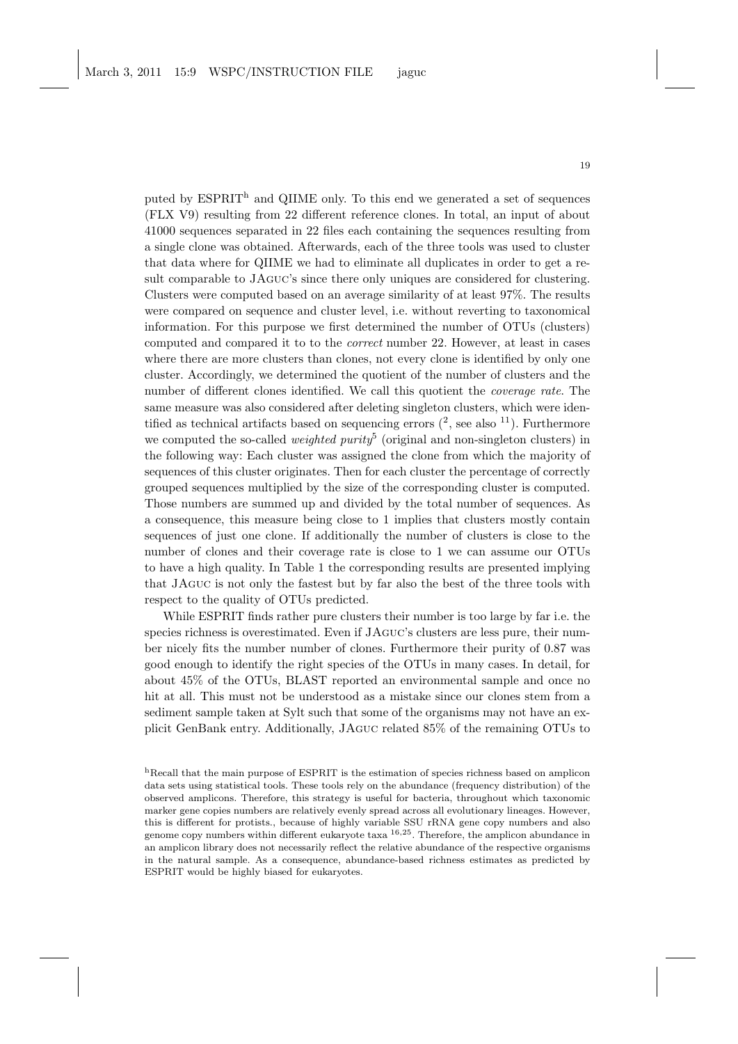puted by ESPRIT[h] and QIIME only. To this end we generated a set of sequences (FLX V9) resulting from 22 different reference clones. In total, an input of about 41000 sequences separated in 22 files each containing the sequences resulting from a single clone was obtained. Afterwards, each of the three tools was used to cluster that data where for QIIME we had to eliminate all duplicates in order to get a result comparable to JAGUC's since there only uniques are considered for clustering. Clusters were computed based on an average similarity of at least 97%. The results were compared on sequence and cluster level, i.e. without reverting to taxonomical information. For this purpose we first determined the number of OTUs (clusters) computed and compared it to to the *correct* number 22. However, at least in cases where there are more clusters than clones, not every clone is identified by only one cluster. Accordingly, we determined the quotient of the number of clusters and the number of different clones identified. We call this quotient the *coverage rate*. The same measure was also considered after deleting singleton clusters, which were identified as technical artifacts based on sequencing errors ([2], see also [11]). Furthermore we computed the so-called *weighted purity*[5] (original and non-singleton clusters) in the following way: Each cluster was assigned the clone from which the majority of sequences of this cluster originates. Then for each cluster the percentage of correctly grouped sequences multiplied by the size of the corresponding cluster is computed. Those numbers are summed up and divided by the total number of sequences. As a consequence, this measure being close to 1 implies that clusters mostly contain sequences of just one clone. If additionally the number of clusters is close to the number of clones and their coverage rate is close to 1 we can assume our OTUs to have a high quality. In Table 1 the corresponding results are presented implying that JAGUC is not only the fastest but by far also the best of the three tools with respect to the quality of OTUs predicted.

While ESPRIT finds rather pure clusters their number is too large by far i.e. the species richness is overestimated. Even if JAGUC's clusters are less pure, their number nicely fits the number number of clones. Furthermore their purity of 0.87 was good enough to identify the right species of the OTUs in many cases. In detail, for about 45% of the OTUs, BLAST reported an environmental sample and once no hit at all. This must not be understood as a mistake since our clones stem from a sediment sample taken at Sylt such that some of the organisms may not have an explicit GenBank entry. Additionally, JAGUC related 85% of the remaining OTUs to

[h]Recall that the main purpose of ESPRIT is the estimation of species richness based on amplicon data sets using statistical tools. These tools rely on the abundance (frequency distribution) of the observed amplicons. Therefore, this strategy is useful for bacteria, throughout which taxonomic marker gene copies numbers are relatively evenly spread across all evolutionary lineages. However, this is different for protists., because of highly variable SSU rRNA gene copy numbers and also genome copy numbers within different eukaryote taxa [16,25]. Therefore, the amplicon abundance in an amplicon library does not necessarily reflect the relative abundance of the respective organisms in the natural sample. As a consequence, abundance-based richness estimates as predicted by ESPRIT would be highly biased for eukaryotes.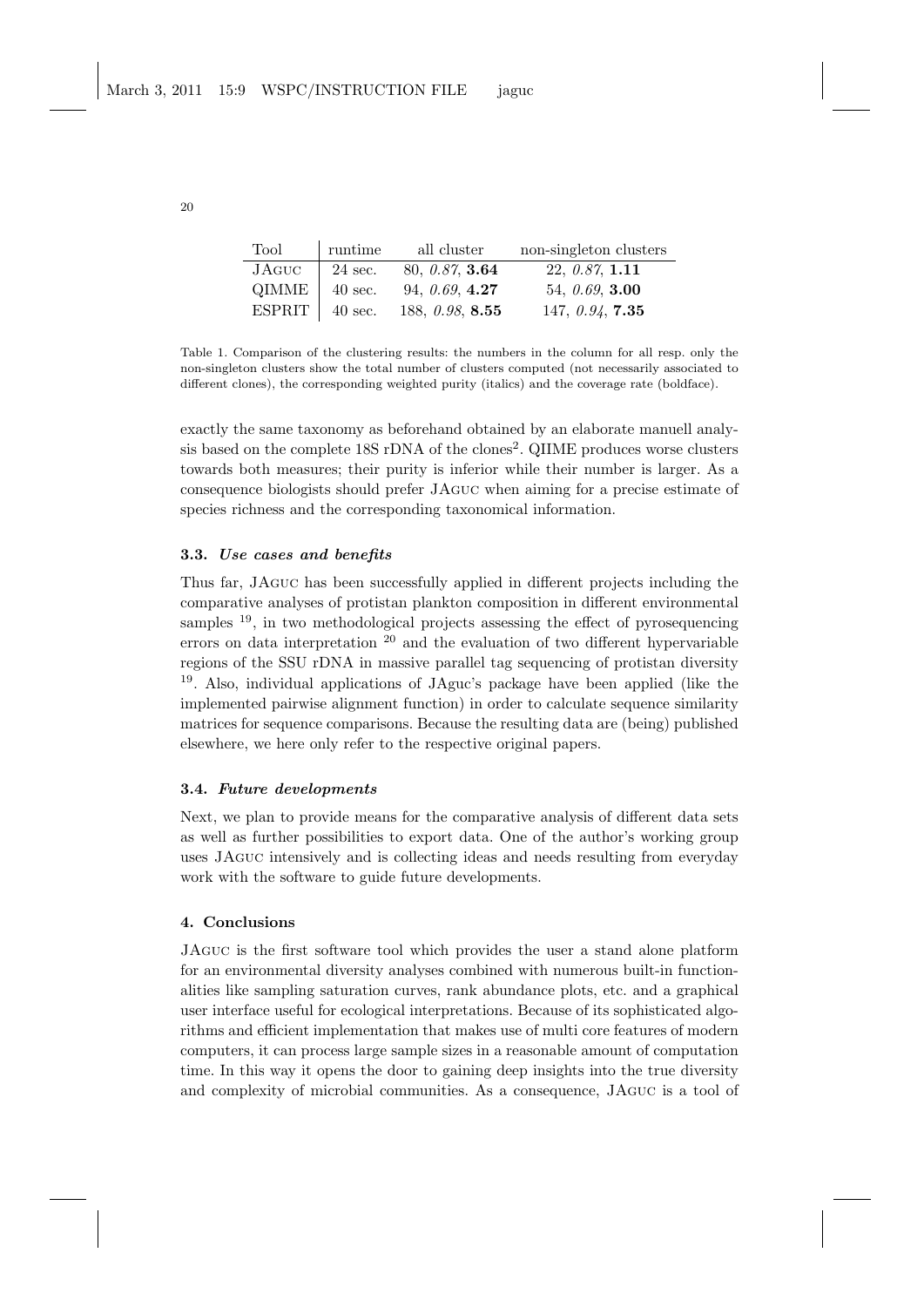| Tool | runtime | all cluster | non-singleton clusters |
|---|---|---|---|
| JAguc | 24 sec. | 80, *0.87*, **3.64** | 22, *0.87*, **1.11** |
| QIMME | 40 sec. | 94, *0.69*, **4.27** | 54, *0.69*, **3.00** |
| ESPRIT | 40 sec. | 188, *0.98*, **8.55** | 147, *0.94*, **7.35** |

Table 1. Comparison of the clustering results: the numbers in the column for all resp. only the non-singleton clusters show the total number of clusters computed (not necessarily associated to different clones), the corresponding weighted purity (italics) and the coverage rate (boldface).

exactly the same taxonomy as beforehand obtained by an elaborate manuell analysis based on the complete 18S rDNA of the clones[2]. QIIME produces worse clusters towards both measures; their purity is inferior while their number is larger. As a consequence biologists should prefer JAguc when aiming for a precise estimate of species richness and the corresponding taxonomical information.

### 3.3. *Use cases and benefits*

Thus far, JAguc has been successfully applied in different projects including the comparative analyses of protistan plankton composition in different environmental samples [19], in two methodological projects assessing the effect of pyrosequencing errors on data interpretation [20] and the evaluation of two different hypervariable regions of the SSU rDNA in massive parallel tag sequencing of protistan diversity [19]. Also, individual applications of JAguc's package have been applied (like the implemented pairwise alignment function) in order to calculate sequence similarity matrices for sequence comparisons. Because the resulting data are (being) published elsewhere, we here only refer to the respective original papers.

### 3.4. *Future developments*

Next, we plan to provide means for the comparative analysis of different data sets as well as further possibilities to export data. One of the author's working group uses JAguc intensively and is collecting ideas and needs resulting from everyday work with the software to guide future developments.

## 4. Conclusions

JAguc is the first software tool which provides the user a stand alone platform for an environmental diversity analyses combined with numerous built-in functionalities like sampling saturation curves, rank abundance plots, etc. and a graphical user interface useful for ecological interpretations. Because of its sophisticated algorithms and efficient implementation that makes use of multi core features of modern computers, it can process large sample sizes in a reasonable amount of computation time. In this way it opens the door to gaining deep insights into the true diversity and complexity of microbial communities. As a consequence, JAguc is a tool of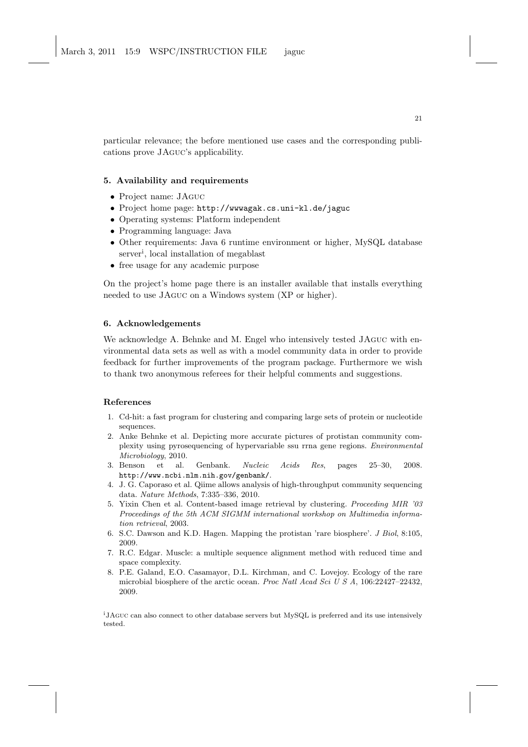particular relevance; the before mentioned use cases and the corresponding publications prove JAGUC's applicability.

## 5. Availability and requirements

- Project name: JAGUC
- Project home page: `http://wwwagak.cs.uni-kl.de/jaguc`
- Operating systems: Platform independent
- Programming language: Java
- Other requirements: Java 6 runtime environment or higher, MySQL database server[i], local installation of megablast
- free usage for any academic purpose

On the project's home page there is an installer available that installs everything needed to use JAGUC on a Windows system (XP or higher).

## 6. Acknowledgements

We acknowledge A. Behnke and M. Engel who intensively tested JAGUC with environmental data sets as well as with a model community data in order to provide feedback for further improvements of the program package. Furthermore we wish to thank two anonymous referees for their helpful comments and suggestions.

## References

1. Cd-hit: a fast program for clustering and comparing large sets of protein or nucleotide sequences.
2. Anke Behnke et al. Depicting more accurate pictures of protistan community complexity using pyrosequencing of hypervariable ssu rrna gene regions. *Environmental Microbiology*, 2010.
3. Benson et al. Genbank. *Nucleic Acids Res*, pages 25–30, 2008. `http://www.ncbi.nlm.nih.gov/genbank/`.
4. J. G. Caporaso et al. Qiime allows analysis of high-throughput community sequencing data. *Nature Methods*, 7:335–336, 2010.
5. Yixin Chen et al. Content-based image retrieval by clustering. *Proceeding MIR '03 Proceedings of the 5th ACM SIGMM international workshop on Multimedia information retrieval*, 2003.
6. S.C. Dawson and K.D. Hagen. Mapping the protistan 'rare biosphere'. *J Biol*, 8:105, 2009.
7. R.C. Edgar. Muscle: a multiple sequence alignment method with reduced time and space complexity.
8. P.E. Galand, E.O. Casamayor, D.L. Kirchman, and C. Lovejoy. Ecology of the rare microbial biosphere of the arctic ocean. *Proc Natl Acad Sci U S A*, 106:22427–22432, 2009.

[i] JAGUC can also connect to other database servers but MySQL is preferred and its use intensively tested.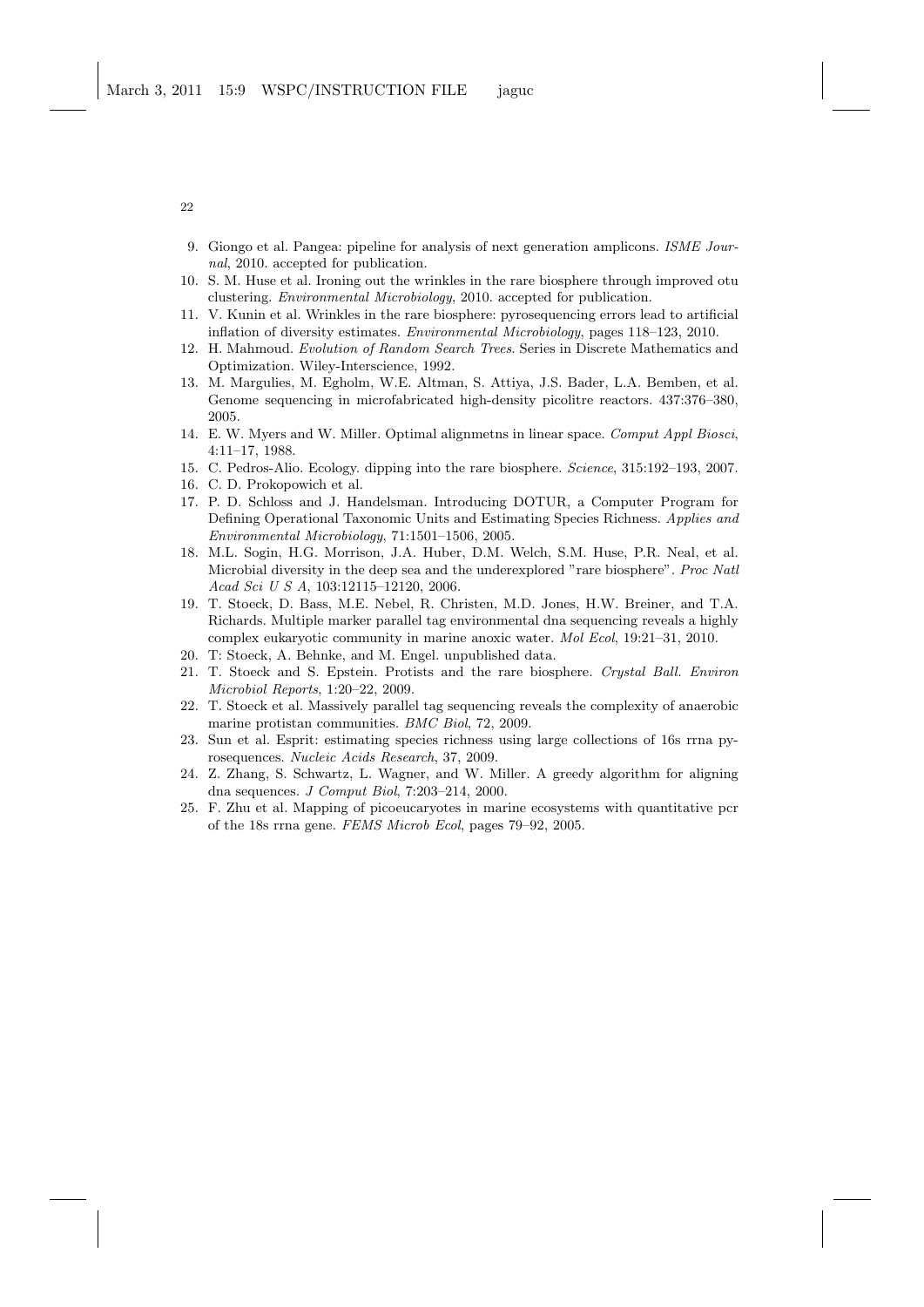9. Giongo et al. Pangea: pipeline for analysis of next generation amplicons. *ISME Journal*, 2010. accepted for publication.
10. S. M. Huse et al. Ironing out the wrinkles in the rare biosphere through improved otu clustering. *Environmental Microbiology*, 2010. accepted for publication.
11. V. Kunin et al. Wrinkles in the rare biosphere: pyrosequencing errors lead to artificial inflation of diversity estimates. *Environmental Microbiology*, pages 118–123, 2010.
12. H. Mahmoud. *Evolution of Random Search Trees*. Series in Discrete Mathematics and Optimization. Wiley-Interscience, 1992.
13. M. Margulies, M. Egholm, W.E. Altman, S. Attiya, J.S. Bader, L.A. Bemben, et al. Genome sequencing in microfabricated high-density picolitre reactors. 437:376–380, 2005.
14. E. W. Myers and W. Miller. Optimal alignmetns in linear space. *Comput Appl Biosci*, 4:11–17, 1988.
15. C. Pedros-Alio. Ecology. dipping into the rare biosphere. *Science*, 315:192–193, 2007.
16. C. D. Prokopowich et al.
17. P. D. Schloss and J. Handelsman. Introducing DOTUR, a Computer Program for Defining Operational Taxonomic Units and Estimating Species Richness. *Applies and Environmental Microbiology*, 71:1501–1506, 2005.
18. M.L. Sogin, H.G. Morrison, J.A. Huber, D.M. Welch, S.M. Huse, P.R. Neal, et al. Microbial diversity in the deep sea and the underexplored "rare biosphere". *Proc Natl Acad Sci U S A*, 103:12115–12120, 2006.
19. T. Stoeck, D. Bass, M.E. Nebel, R. Christen, M.D. Jones, H.W. Breiner, and T.A. Richards. Multiple marker parallel tag environmental dna sequencing reveals a highly complex eukaryotic community in marine anoxic water. *Mol Ecol*, 19:21–31, 2010.
20. T: Stoeck, A. Behnke, and M. Engel. unpublished data.
21. T. Stoeck and S. Epstein. Protists and the rare biosphere. *Crystal Ball. Environ Microbiol Reports*, 1:20–22, 2009.
22. T. Stoeck et al. Massively parallel tag sequencing reveals the complexity of anaerobic marine protistan communities. *BMC Biol*, 72, 2009.
23. Sun et al. Esprit: estimating species richness using large collections of 16s rrna pyrosequences. *Nucleic Acids Research*, 37, 2009.
24. Z. Zhang, S. Schwartz, L. Wagner, and W. Miller. A greedy algorithm for aligning dna sequences. *J Comput Biol*, 7:203–214, 2000.
25. F. Zhu et al. Mapping of picoeucaryotes in marine ecosystems with quantitative pcr of the 18s rrna gene. *FEMS Microb Ecol*, pages 79–92, 2005.